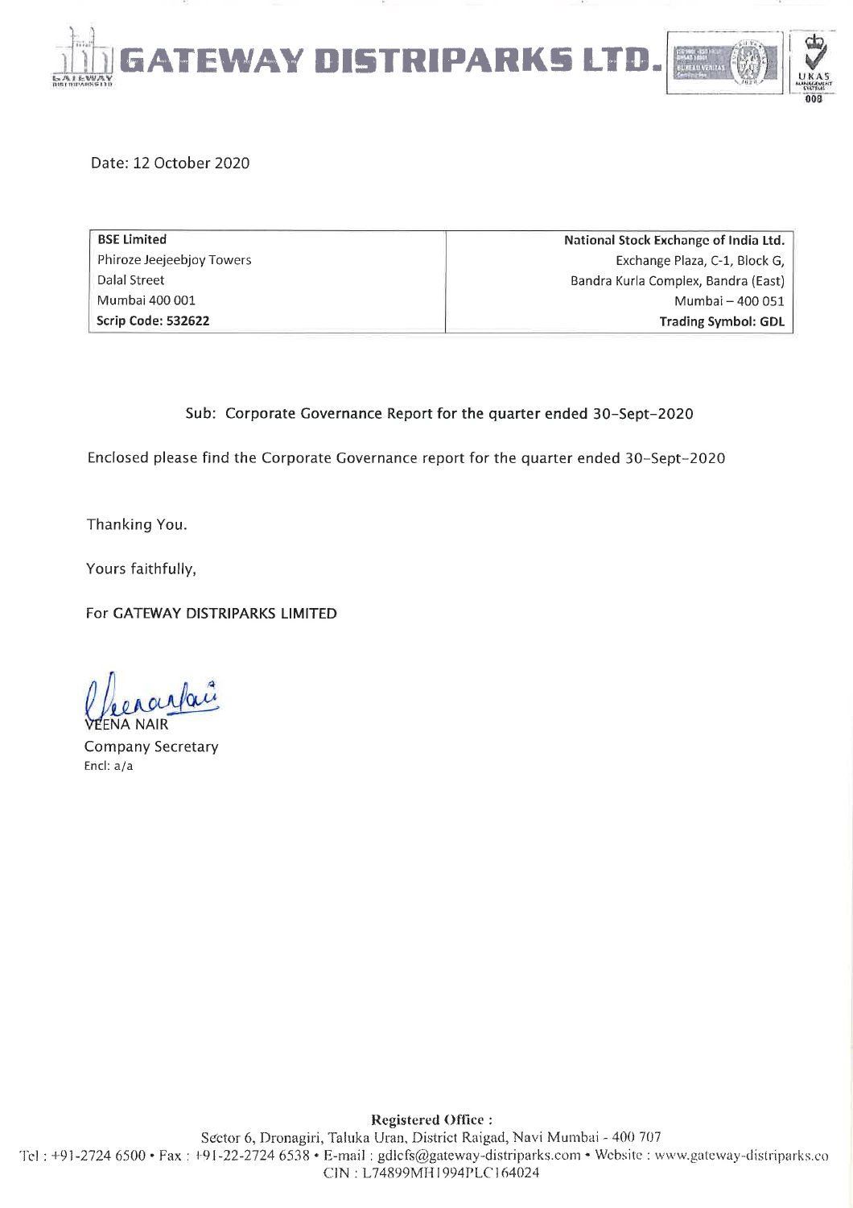# GATEWAY DISTRIPARKS LTD.

Date: 12 October 2020

| BSE Limited | National Stock Exchange of India Ltd. |
|---|---|
| Phiroze Jeejeebjoy Towers | Exchange Plaza, C-1, Block G, |
| Dalal Street | Bandra Kurla Complex, Bandra (East) |
| Mumbai 400 001 | Mumbai – 400 051 |
| **Scrip Code: 532622** | **Trading Symbol: GDL** |

Sub: Corporate Governance Report for the quarter ended 30-Sept-2020

Enclosed please find the Corporate Governance report for the quarter ended 30-Sept-2020

Thanking You.

Yours faithfully,

For GATEWAY DISTRIPARKS LIMITED

VEENA NAIR

Company Secretary

Encl: a/a

**Registered Office :**

Sector 6, Dronagiri, Taluka Uran, District Raigad, Navi Mumbai - 400 707

Tel : +91-2724 6500 • Fax : +91-22-2724 6538 • E-mail : gdlcfs@gateway-distriparks.com • Website : www.gateway-distriparks.co

CIN : L74899MH1994PLC164024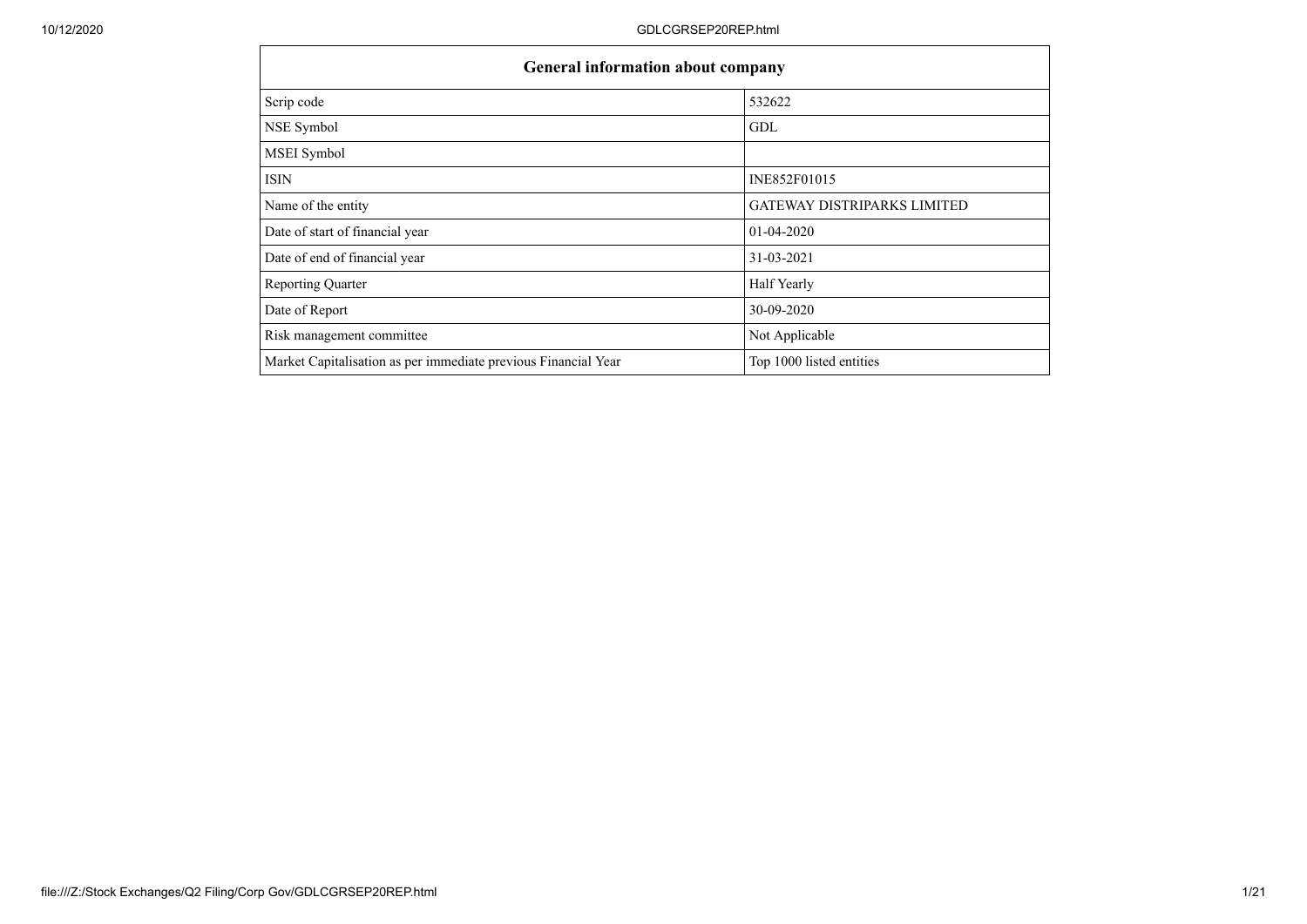| General information about company | |
|---|---|
| Scrip code | 532622 |
| NSE Symbol | GDL |
| MSEI Symbol | |
| ISIN | INE852F01015 |
| Name of the entity | GATEWAY DISTRIPARKS LIMITED |
| Date of start of financial year | 01-04-2020 |
| Date of end of financial year | 31-03-2021 |
| Reporting Quarter | Half Yearly |
| Date of Report | 30-09-2020 |
| Risk management committee | Not Applicable |
| Market Capitalisation as per immediate previous Financial Year | Top 1000 listed entities |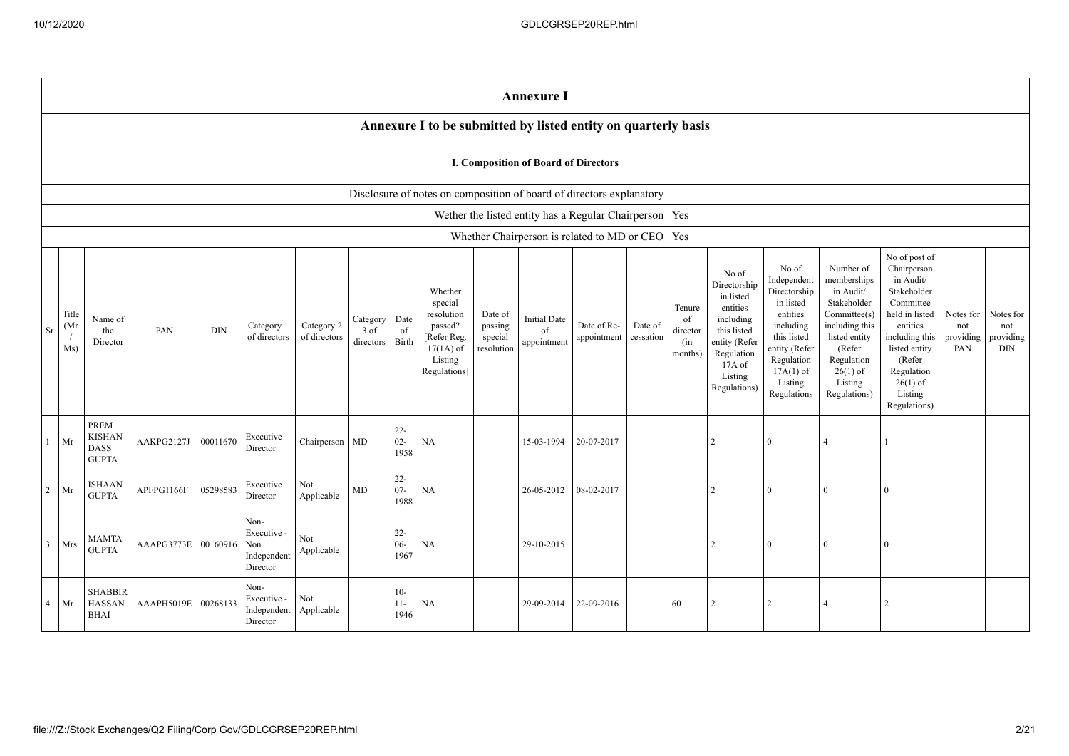# Annexure I

## Annexure I to be submitted by listed entity on quarterly basis

### I. Composition of Board of Directors

| Disclosure of notes on composition of board of directors explanatory | |
|---|---|
| Wether the listed entity has a Regular Chairperson | Yes |
| Whether Chairperson is related to MD or CEO | Yes |

| Sr | Title (Mr / Ms) | Name of the Director | PAN | DIN | Category 1 of directors | Category 2 of directors | Category 3 of directors | Date of Birth | Whether special resolution passed? [Refer Reg. 17(1A) of Listing Regulations] | Date of passing special resolution | Initial Date of appointment | Date of Re-appointment | Date of cessation | Tenure of director (in months) | No of Directorship in listed entities including this listed entity (Refer Regulation 17A of Listing Regulations) | No of Independent Directorship in listed entities including this listed entity (Refer Regulation 17A(1) of Listing Regulations | Number of memberships in Audit/ Stakeholder Committee(s) including this listed entity (Refer Regulation 26(1) of Listing Regulations) | No of post of Chairperson in Audit/ Stakeholder Committee held in listed entities including this listed entity (Refer Regulation 26(1) of Listing Regulations) | Notes for not providing PAN | Notes for not providing DIN |
|---|---|---|---|---|---|---|---|---|---|---|---|---|---|---|---|---|---|---|---|---|
| 1 | Mr | PREM KISHAN DASS GUPTA | AAKPG2127J | 00011670 | Executive Director | Chairperson | MD | 22-02-1958 | NA | | 15-03-1994 | 20-07-2017 | | | 2 | 0 | 4 | 1 | | |
| 2 | Mr | ISHAAN GUPTA | APFPG1166F | 05298583 | Executive Director | Not Applicable | MD | 22-07-1988 | NA | | 26-05-2012 | 08-02-2017 | | | 2 | 0 | 0 | 0 | | |
| 3 | Mrs | MAMTA GUPTA | AAAPG3773E | 00160916 | Non-Executive - Non Independent Director | Not Applicable | | 22-06-1967 | NA | | 29-10-2015 | | | | 2 | 0 | 0 | 0 | | |
| 4 | Mr | SHABBIR HASSAN BHAI | AAAPH5019E | 00268133 | Non-Executive - Independent Director | Not Applicable | | 10-11-1946 | NA | | 29-09-2014 | 22-09-2016 | | 60 | 2 | 2 | 4 | 2 | | |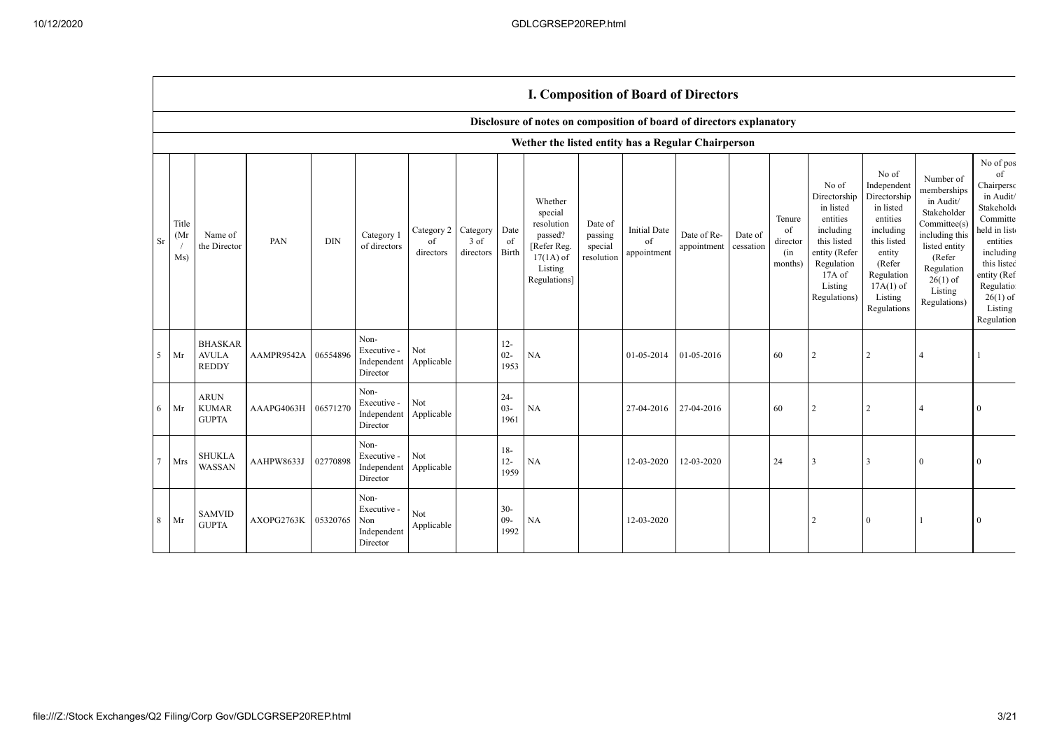## I. Composition of Board of Directors

### Disclosure of notes on composition of board of directors explanatory

### Wether the listed entity has a Regular Chairperson

| Sr | Title (Mr / Ms) | Name of the Director | PAN | DIN | Category 1 of directors | Category 2 of directors | Category 3 of directors | Date of Birth | Whether special resolution passed? [Refer Reg. 17(1A) of Listing Regulations] | Date of passing special resolution | Initial Date of appointment | Date of Re-appointment | Date of cessation | Tenure of director (in months) | No of Directorship in listed entities including this listed entity (Refer Regulation 17A of Listing Regulations) | No of Independent Directorship in listed entities including this listed entity (Refer Regulation 17A(1) of Listing Regulations | Number of memberships in Audit/ Stakeholder Committee(s) including this listed entity (Refer Regulation 26(1) of Listing Regulations) | No of pos of Chairperso in Audit/ Stakeholde Committe held in liste entities including this listed entity (Ref Regulatio 26(1) of Listing Regulation |
|---|---|---|---|---|---|---|---|---|---|---|---|---|---|---|---|---|---|---|
| 5 | Mr | BHASKAR AVULA REDDY | AAMPR9542A | 06554896 | Non-Executive - Independent Director | Not Applicable | | 12-02-1953 | NA | | 01-05-2014 | 01-05-2016 | | 60 | 2 | 2 | 4 | 1 |
| 6 | Mr | ARUN KUMAR GUPTA | AAAPG4063H | 06571270 | Non-Executive - Independent Director | Not Applicable | | 24-03-1961 | NA | | 27-04-2016 | 27-04-2016 | | 60 | 2 | 2 | 4 | 0 |
| 7 | Mrs | SHUKLA WASSAN | AAHPW8633J | 02770898 | Non-Executive - Independent Director | Not Applicable | | 18-12-1959 | NA | | 12-03-2020 | 12-03-2020 | | 24 | 3 | 3 | 0 | 0 |
| 8 | Mr | SAMVID GUPTA | AXOPG2763K | 05320765 | Non-Executive - Non Independent Director | Not Applicable | | 30-09-1992 | NA | | 12-03-2020 | | | | 2 | 0 | 1 | 0 |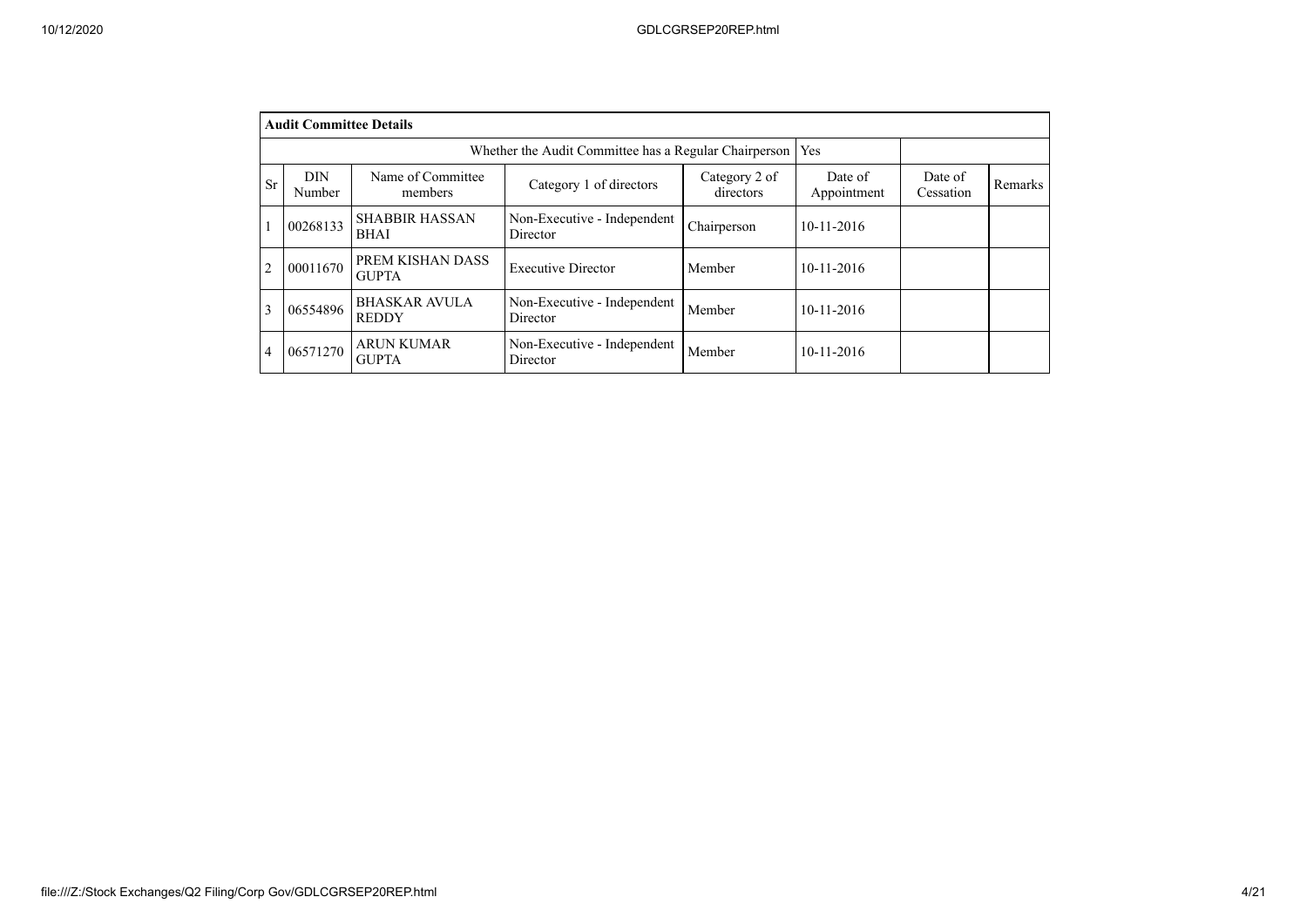| Audit Committee Details | | | | | | | |
|---|---|---|---|---|---|---|---|
| Whether the Audit Committee has a Regular Chairperson | | | | | Yes | | |
| Sr | DIN Number | Name of Committee members | Category 1 of directors | Category 2 of directors | Date of Appointment | Date of Cessation | Remarks |
| 1 | 00268133 | SHABBIR HASSAN BHAI | Non-Executive - Independent Director | Chairperson | 10-11-2016 | | |
| 2 | 00011670 | PREM KISHAN DASS GUPTA | Executive Director | Member | 10-11-2016 | | |
| 3 | 06554896 | BHASKAR AVULA REDDY | Non-Executive - Independent Director | Member | 10-11-2016 | | |
| 4 | 06571270 | ARUN KUMAR GUPTA | Non-Executive - Independent Director | Member | 10-11-2016 | | |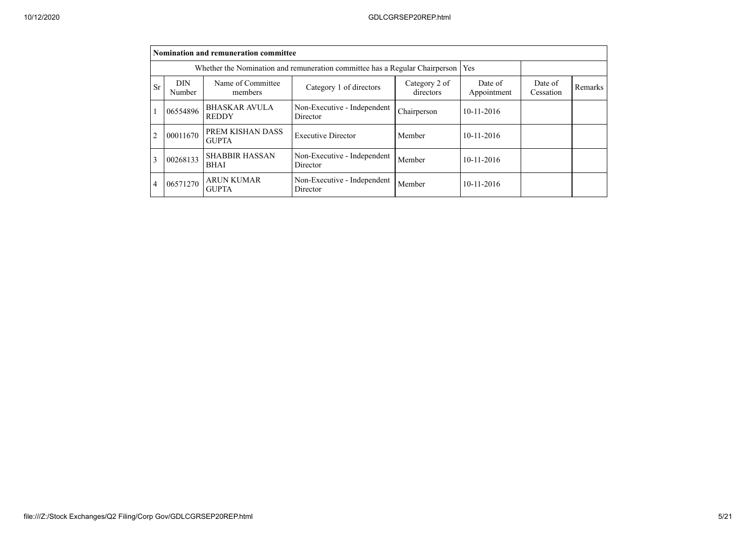| Nomination and remuneration committee | | | | | | | |
|---|---|---|---|---|---|---|---|
| Whether the Nomination and remuneration committee has a Regular Chairperson | | | | | Yes | | |
| Sr | DIN Number | Name of Committee members | Category 1 of directors | Category 2 of directors | Date of Appointment | Date of Cessation | Remarks |
| 1 | 06554896 | BHASKAR AVULA REDDY | Non-Executive - Independent Director | Chairperson | 10-11-2016 | | |
| 2 | 00011670 | PREM KISHAN DASS GUPTA | Executive Director | Member | 10-11-2016 | | |
| 3 | 00268133 | SHABBIR HASSAN BHAI | Non-Executive - Independent Director | Member | 10-11-2016 | | |
| 4 | 06571270 | ARUN KUMAR GUPTA | Non-Executive - Independent Director | Member | 10-11-2016 | | |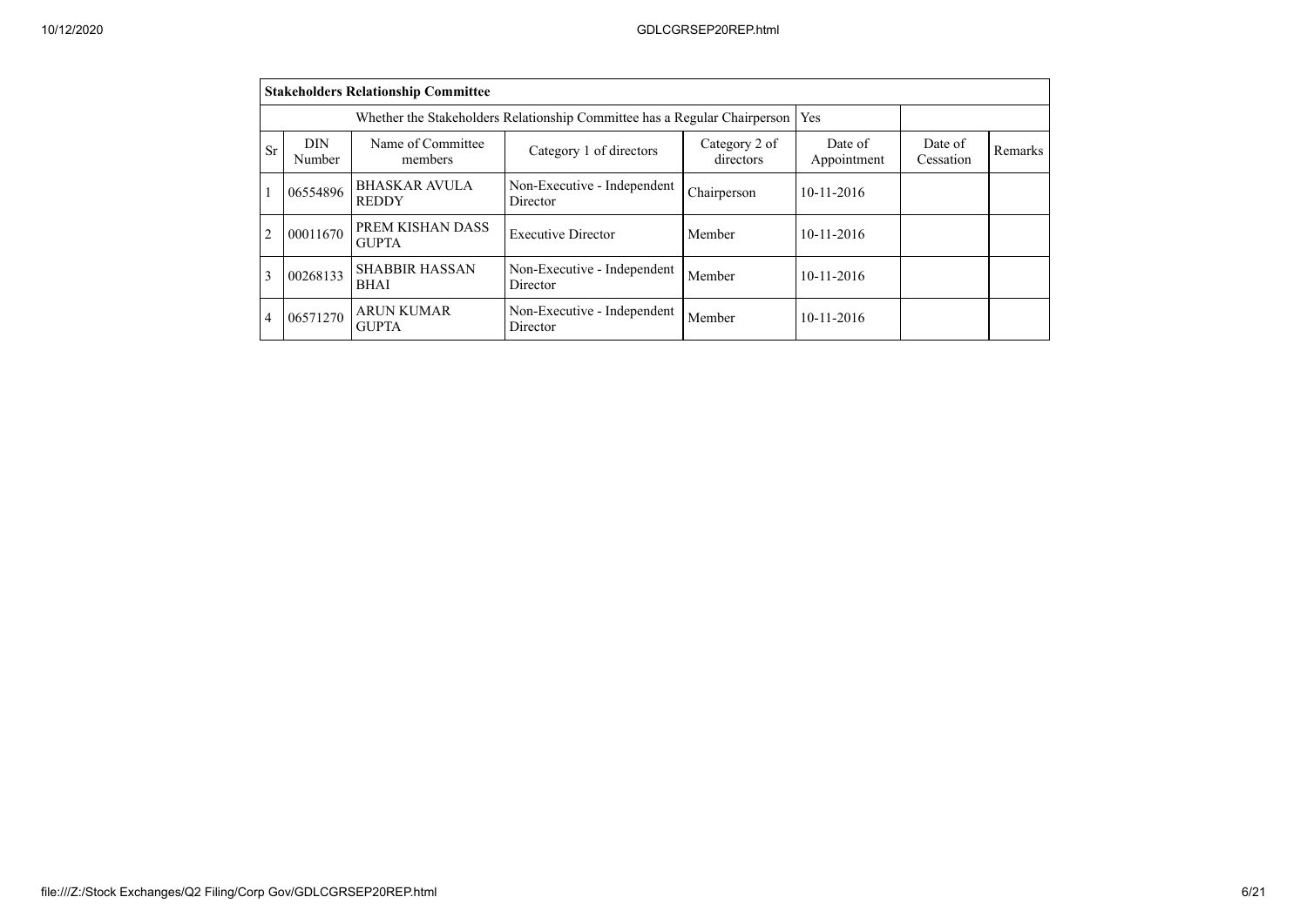| Stakeholders Relationship Committee | | | | | | | |
|---|---|---|---|---|---|---|---|
| Whether the Stakeholders Relationship Committee has a Regular Chairperson | | | | | Yes | | |
| Sr | DIN Number | Name of Committee members | Category 1 of directors | Category 2 of directors | Date of Appointment | Date of Cessation | Remarks |
| 1 | 06554896 | BHASKAR AVULA REDDY | Non-Executive - Independent Director | Chairperson | 10-11-2016 | | |
| 2 | 00011670 | PREM KISHAN DASS GUPTA | Executive Director | Member | 10-11-2016 | | |
| 3 | 00268133 | SHABBIR HASSAN BHAI | Non-Executive - Independent Director | Member | 10-11-2016 | | |
| 4 | 06571270 | ARUN KUMAR GUPTA | Non-Executive - Independent Director | Member | 10-11-2016 | | |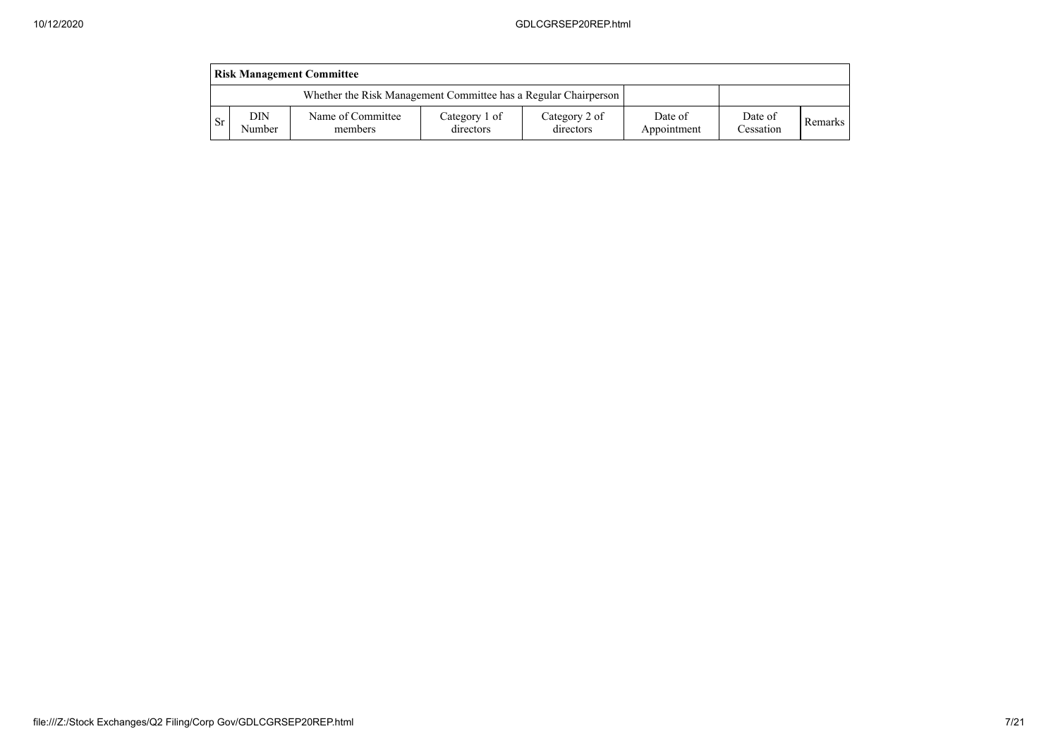| Risk Management Committee | | | | | | | |
|---|---|---|---|---|---|---|---|
| Whether the Risk Management Committee has a Regular Chairperson | | | | | | | |
| Sr | DIN Number | Name of Committee members | Category 1 of directors | Category 2 of directors | Date of Appointment | Date of Cessation | Remarks |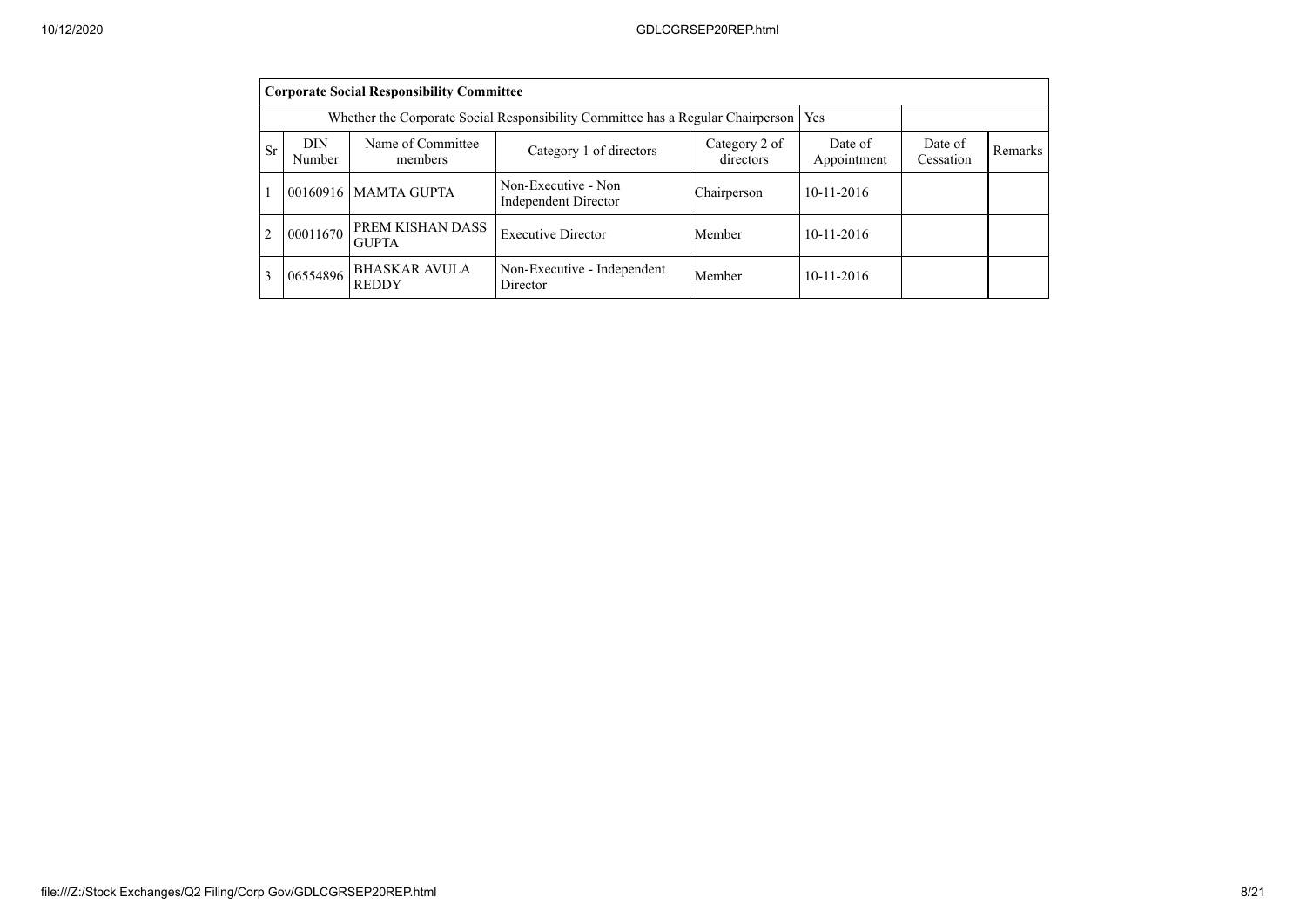| Corporate Social Responsibility Committee | | | | | | | |
|---|---|---|---|---|---|---|---|
| Whether the Corporate Social Responsibility Committee has a Regular Chairperson | | | | | Yes | | |
| Sr | DIN Number | Name of Committee members | Category 1 of directors | Category 2 of directors | Date of Appointment | Date of Cessation | Remarks |
| 1 | 00160916 | MAMTA GUPTA | Non-Executive - Non Independent Director | Chairperson | 10-11-2016 | | |
| 2 | 00011670 | PREM KISHAN DASS GUPTA | Executive Director | Member | 10-11-2016 | | |
| 3 | 06554896 | BHASKAR AVULA REDDY | Non-Executive - Independent Director | Member | 10-11-2016 | | |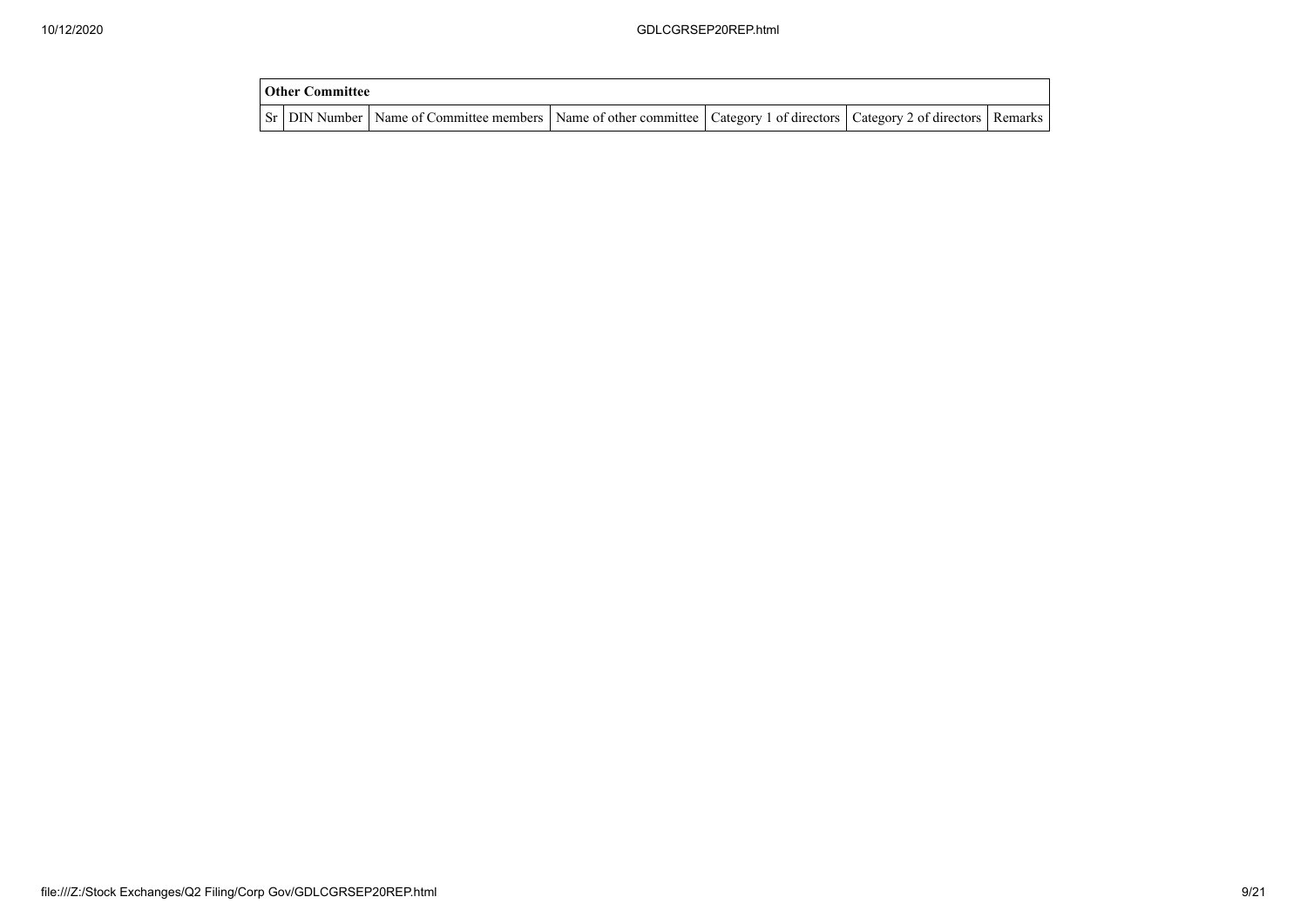| Other Committee | | | | | | |
|---|---|---|---|---|---|---|
| Sr | DIN Number | Name of Committee members | Name of other committee | Category 1 of directors | Category 2 of directors | Remarks |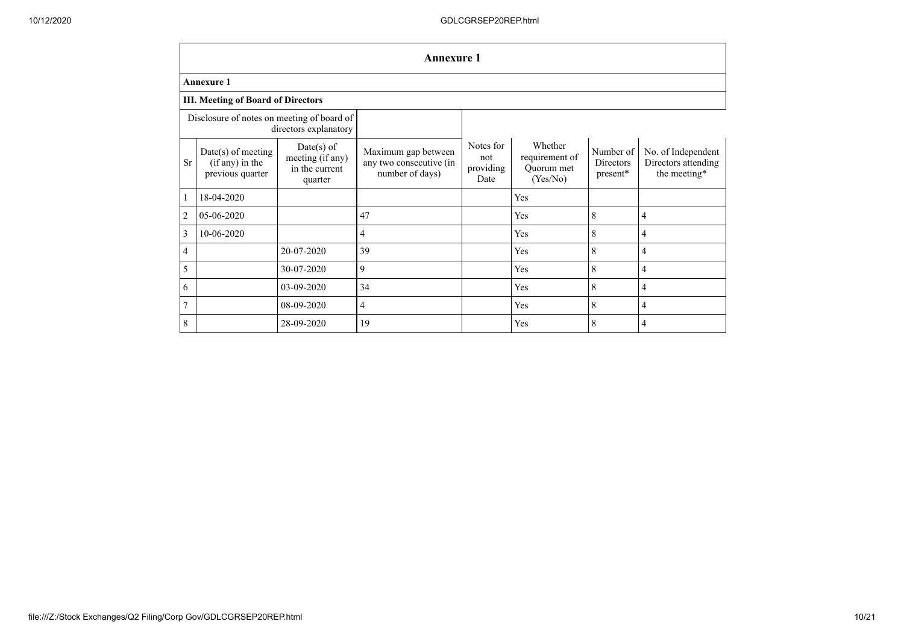# Annexure 1

**Annexure 1**

**III. Meeting of Board of Directors**

| Disclosure of notes on meeting of board of directors explanatory | | | | | | | |
|---|---|---|---|---|---|---|---|
| Sr | Date(s) of meeting (if any) in the previous quarter | Date(s) of meeting (if any) in the current quarter | Maximum gap between any two consecutive (in number of days) | Notes for not providing Date | Whether requirement of Quorum met (Yes/No) | Number of Directors present* | No. of Independent Directors attending the meeting* |
| 1 | 18-04-2020 | | | | Yes | | |
| 2 | 05-06-2020 | | 47 | | Yes | 8 | 4 |
| 3 | 10-06-2020 | | 4 | | Yes | 8 | 4 |
| 4 | | 20-07-2020 | 39 | | Yes | 8 | 4 |
| 5 | | 30-07-2020 | 9 | | Yes | 8 | 4 |
| 6 | | 03-09-2020 | 34 | | Yes | 8 | 4 |
| 7 | | 08-09-2020 | 4 | | Yes | 8 | 4 |
| 8 | | 28-09-2020 | 19 | | Yes | 8 | 4 |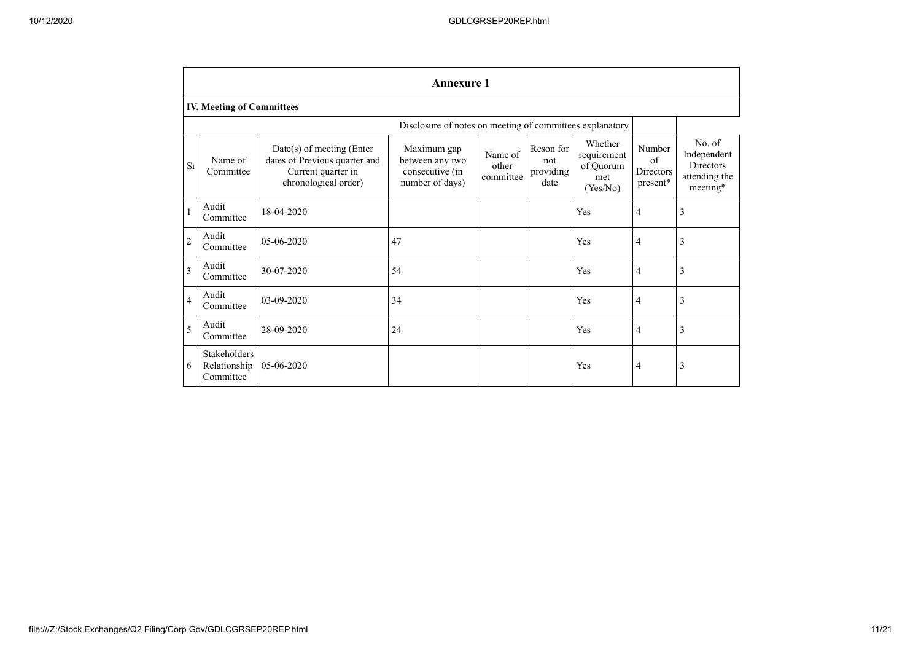## Annexure 1

### IV. Meeting of Committees

Disclosure of notes on meeting of committees explanatory

| Sr | Name of Committee | Date(s) of meeting (Enter dates of Previous quarter and Current quarter in chronological order) | Maximum gap between any two consecutive (in number of days) | Name of other committee | Reson for not providing date | Whether requirement of Quorum met (Yes/No) | Number of Directors present* | No. of Independent Directors attending the meeting* |
|---|---|---|---|---|---|---|---|---|
| 1 | Audit Committee | 18-04-2020 | | | | Yes | 4 | 3 |
| 2 | Audit Committee | 05-06-2020 | 47 | | | Yes | 4 | 3 |
| 3 | Audit Committee | 30-07-2020 | 54 | | | Yes | 4 | 3 |
| 4 | Audit Committee | 03-09-2020 | 34 | | | Yes | 4 | 3 |
| 5 | Audit Committee | 28-09-2020 | 24 | | | Yes | 4 | 3 |
| 6 | Stakeholders Relationship Committee | 05-06-2020 | | | | Yes | 4 | 3 |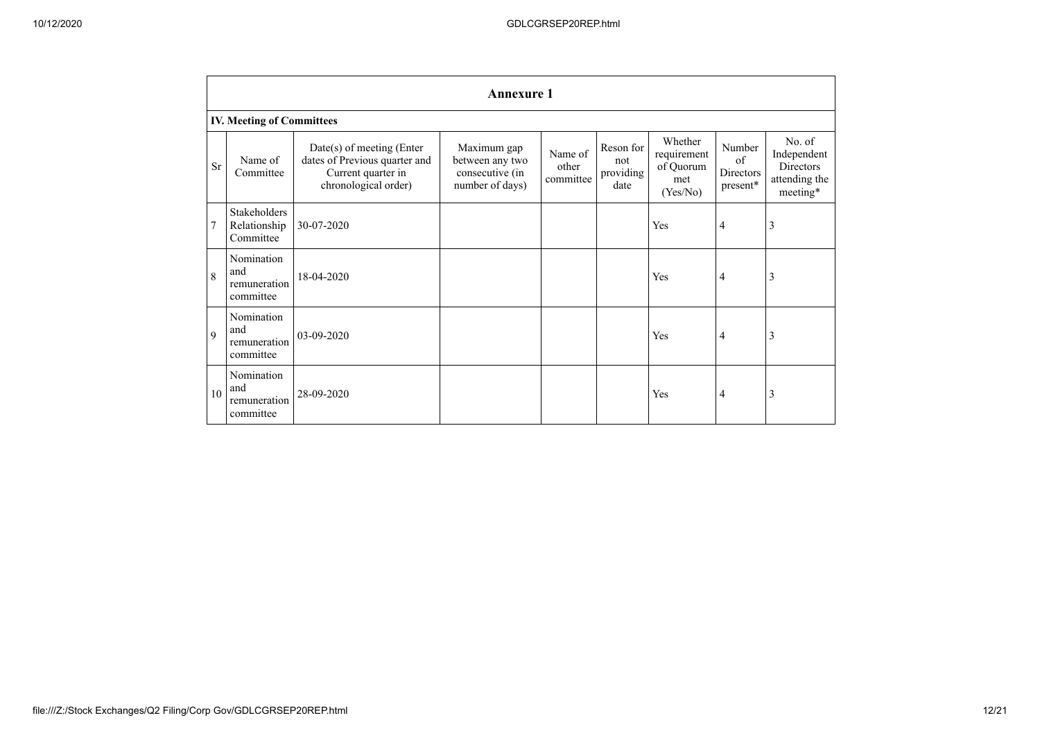## Annexure 1

### IV. Meeting of Committees

| Sr | Name of Committee | Date(s) of meeting (Enter dates of Previous quarter and Current quarter in chronological order) | Maximum gap between any two consecutive (in number of days) | Name of other committee | Reson for not providing date | Whether requirement of Quorum met (Yes/No) | Number of Directors present* | No. of Independent Directors attending the meeting* |
|---|---|---|---|---|---|---|---|---|
| 7 | Stakeholders Relationship Committee | 30-07-2020 | | | | Yes | 4 | 3 |
| 8 | Nomination and remuneration committee | 18-04-2020 | | | | Yes | 4 | 3 |
| 9 | Nomination and remuneration committee | 03-09-2020 | | | | Yes | 4 | 3 |
| 10 | Nomination and remuneration committee | 28-09-2020 | | | | Yes | 4 | 3 |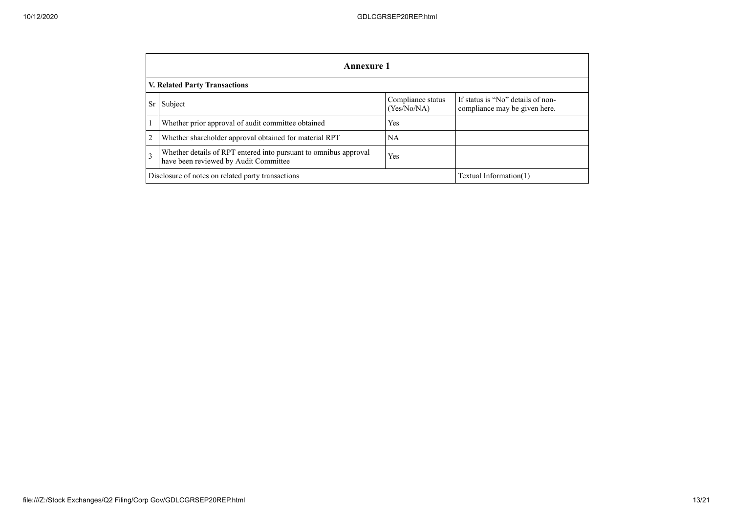## Annexure 1

### V. Related Party Transactions

| Sr | Subject | Compliance status (Yes/No/NA) | If status is "No" details of non-compliance may be given here. |
|---|---|---|---|
| 1 | Whether prior approval of audit committee obtained | Yes | |
| 2 | Whether shareholder approval obtained for material RPT | NA | |
| 3 | Whether details of RPT entered into pursuant to omnibus approval have been reviewed by Audit Committee | Yes | |
| Disclosure of notes on related party transactions | | | Textual Information(1) |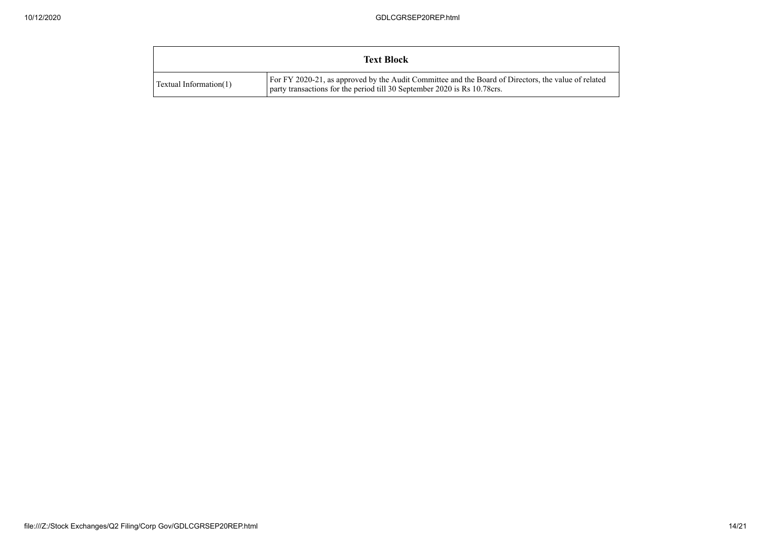| Text Block | |
|---|---|
| Textual Information(1) | For FY 2020-21, as approved by the Audit Committee and the Board of Directors, the value of related party transactions for the period till 30 September 2020 is Rs 10.78crs. |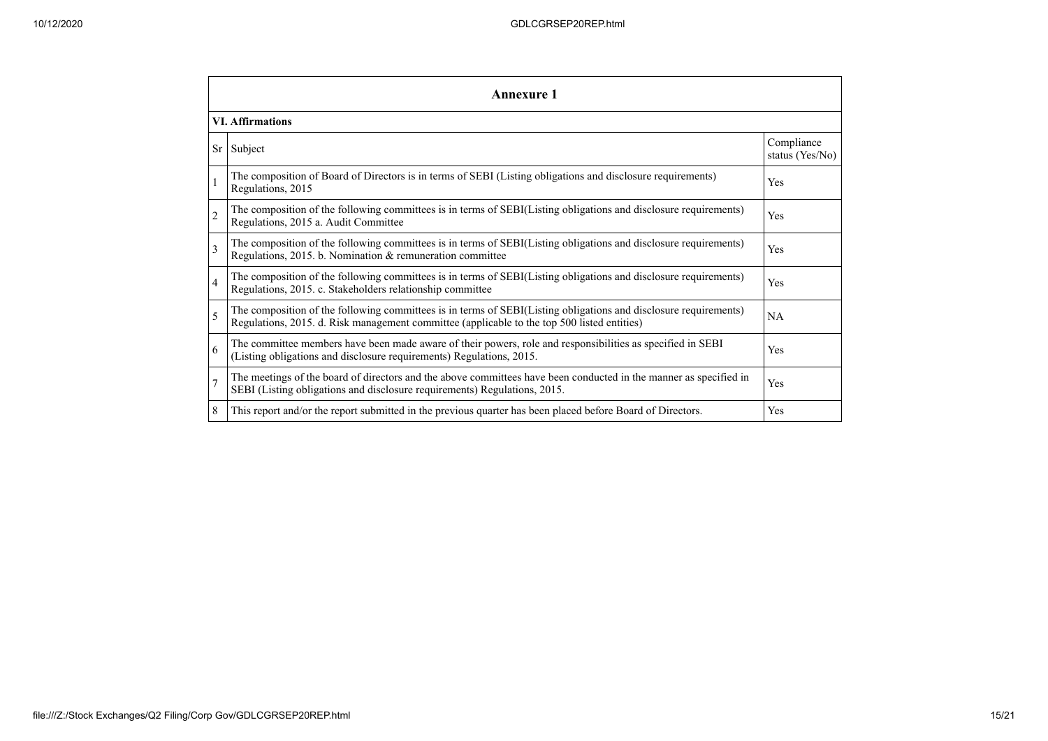| Annexure 1 | | |
|---|---|---|
| **VI. Affirmations** | | |
| Sr | Subject | Compliance status (Yes/No) |
| 1 | The composition of Board of Directors is in terms of SEBI (Listing obligations and disclosure requirements) Regulations, 2015 | Yes |
| 2 | The composition of the following committees is in terms of SEBI(Listing obligations and disclosure requirements) Regulations, 2015 a. Audit Committee | Yes |
| 3 | The composition of the following committees is in terms of SEBI(Listing obligations and disclosure requirements) Regulations, 2015. b. Nomination & remuneration committee | Yes |
| 4 | The composition of the following committees is in terms of SEBI(Listing obligations and disclosure requirements) Regulations, 2015. c. Stakeholders relationship committee | Yes |
| 5 | The composition of the following committees is in terms of SEBI(Listing obligations and disclosure requirements) Regulations, 2015. d. Risk management committee (applicable to the top 500 listed entities) | NA |
| 6 | The committee members have been made aware of their powers, role and responsibilities as specified in SEBI (Listing obligations and disclosure requirements) Regulations, 2015. | Yes |
| 7 | The meetings of the board of directors and the above committees have been conducted in the manner as specified in SEBI (Listing obligations and disclosure requirements) Regulations, 2015. | Yes |
| 8 | This report and/or the report submitted in the previous quarter has been placed before Board of Directors. | Yes |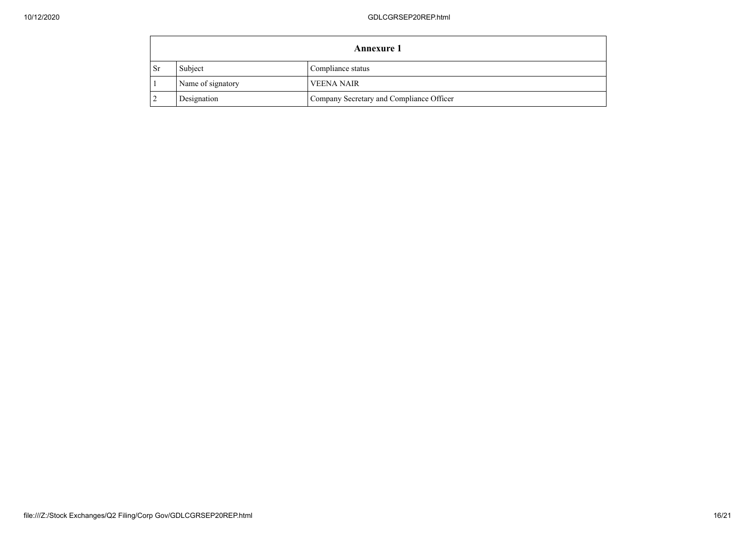| Annexure 1 | | |
| --- | --- | --- |
| Sr | Subject | Compliance status |
| 1 | Name of signatory | VEENA NAIR |
| 2 | Designation | Company Secretary and Compliance Officer |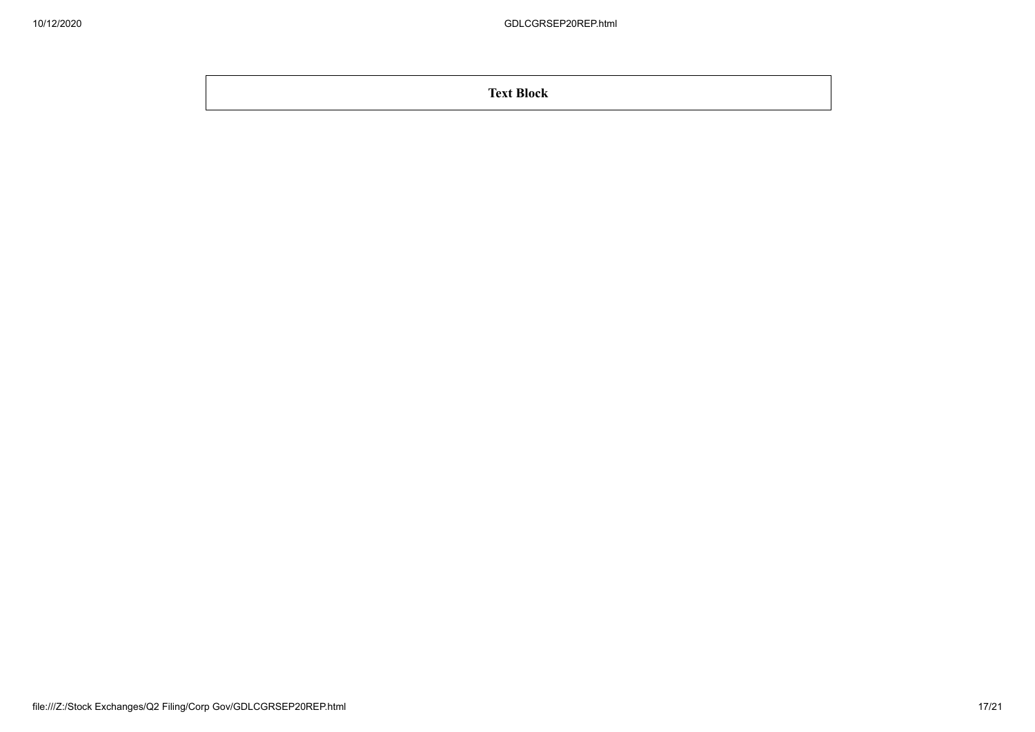| Text Block |
| --- |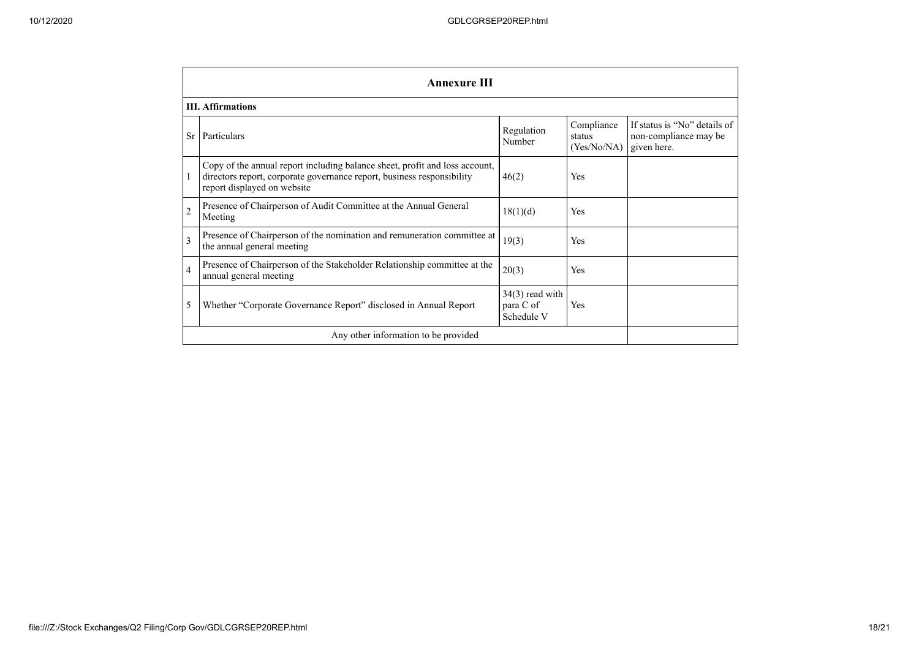| Annexure III | | | | |
|---|---|---|---|---|
| **III. Affirmations** | | | | |
| Sr | Particulars | Regulation Number | Compliance status (Yes/No/NA) | If status is "No" details of non-compliance may be given here. |
| 1 | Copy of the annual report including balance sheet, profit and loss account, directors report, corporate governance report, business responsibility report displayed on website | 46(2) | Yes | |
| 2 | Presence of Chairperson of Audit Committee at the Annual General Meeting | 18(1)(d) | Yes | |
| 3 | Presence of Chairperson of the nomination and remuneration committee at the annual general meeting | 19(3) | Yes | |
| 4 | Presence of Chairperson of the Stakeholder Relationship committee at the annual general meeting | 20(3) | Yes | |
| 5 | Whether "Corporate Governance Report" disclosed in Annual Report | 34(3) read with para C of Schedule V | Yes | |
| Any other information to be provided | | | | |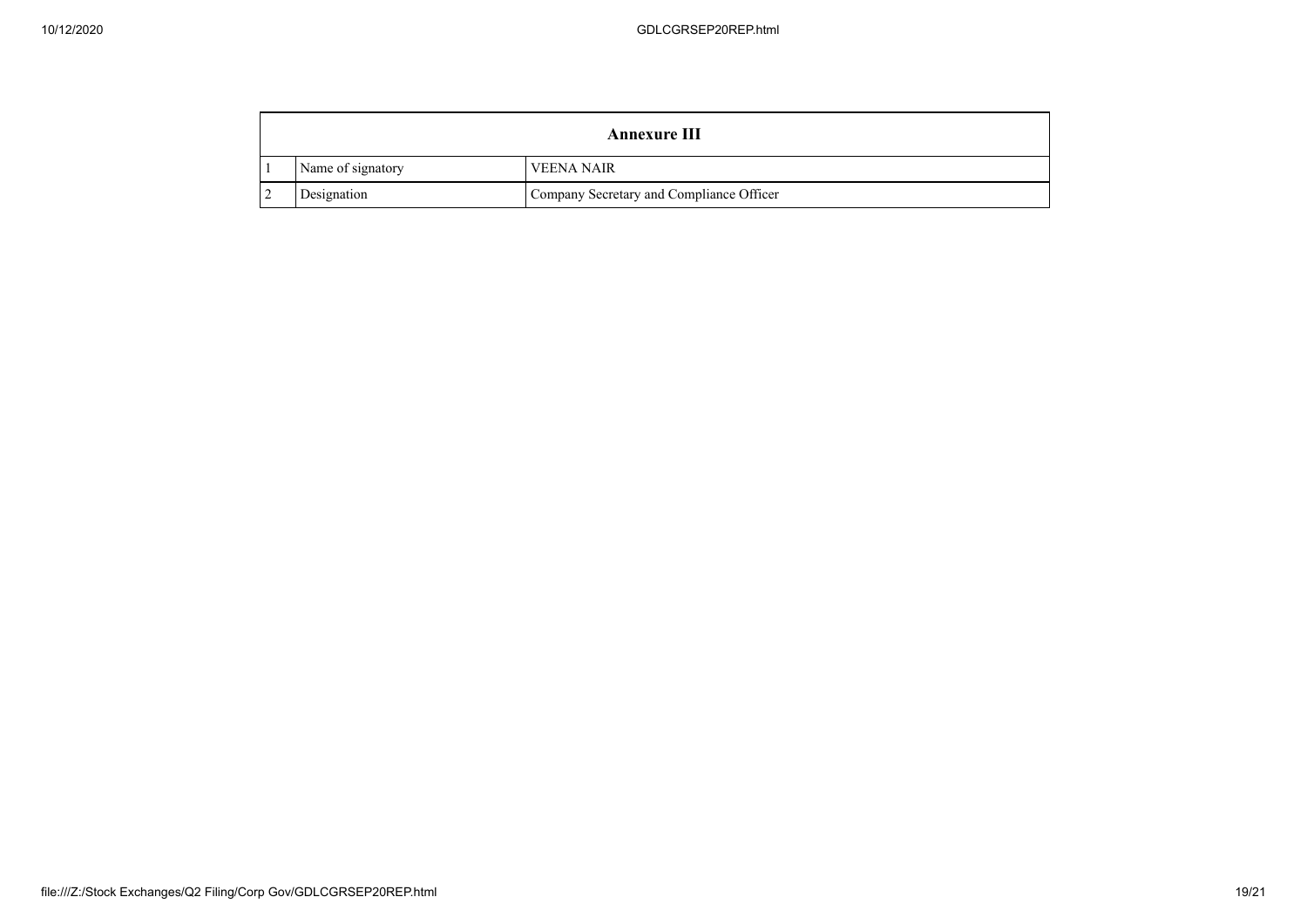| Annexure III | | |
|---|---|---|
| 1 | Name of signatory | VEENA NAIR |
| 2 | Designation | Company Secretary and Compliance Officer |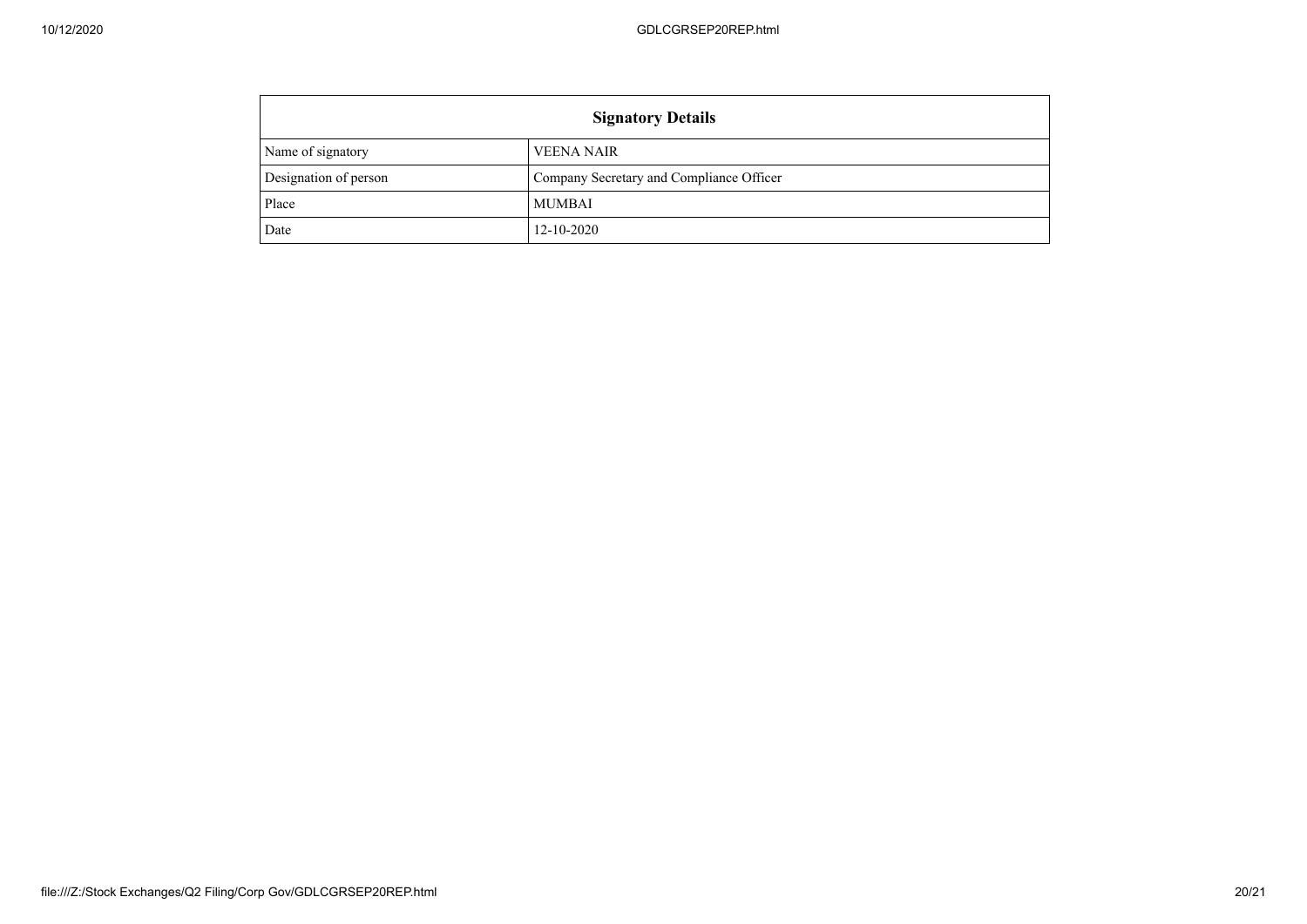| Signatory Details | |
|---|---|
| Name of signatory | VEENA NAIR |
| Designation of person | Company Secretary and Compliance Officer |
| Place | MUMBAI |
| Date | 12-10-2020 |